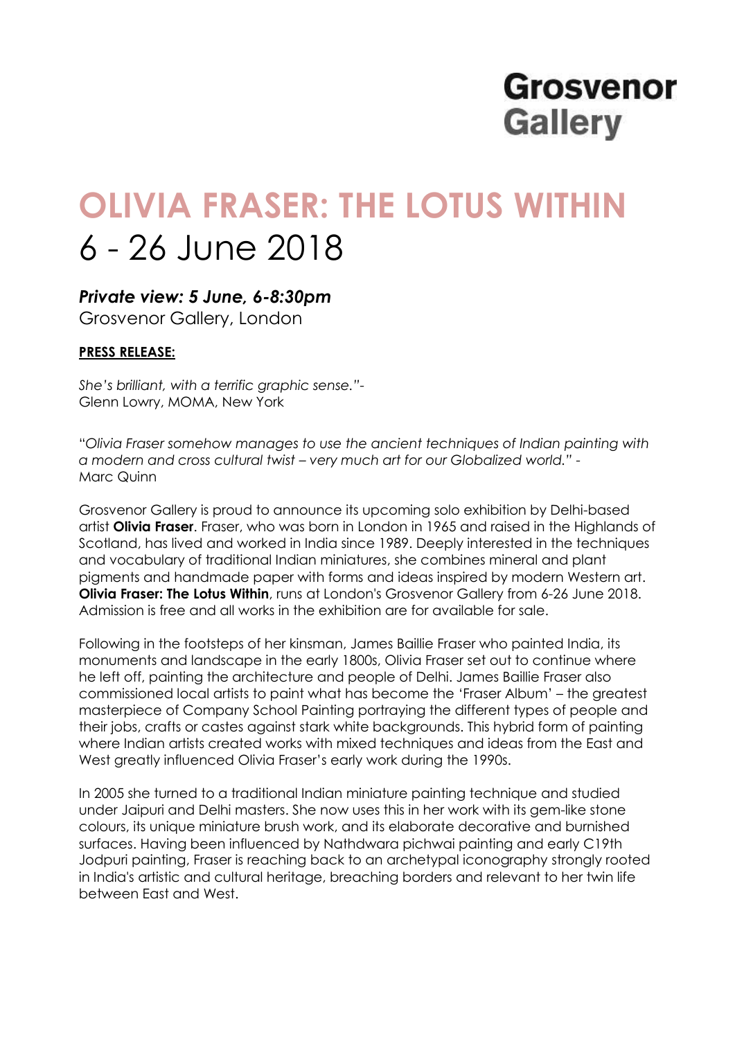# Grosvenor Gallery

# OLIVIA FRASER: THE LOTUS WITHIN

## 6 - 26 June 2018

***Private view: 5 June, 6-8:30pm***
Grosvenor Gallery, London

**PRESS RELEASE:**

*She's brilliant, with a terrific graphic sense."-*
Glenn Lowry, MOMA, New York

"*Olivia Fraser somehow manages to use the ancient techniques of Indian painting with a modern and cross cultural twist – very much art for our Globalized world." -*
Marc Quinn

Grosvenor Gallery is proud to announce its upcoming solo exhibition by Delhi-based artist **Olivia Fraser**. Fraser, who was born in London in 1965 and raised in the Highlands of Scotland, has lived and worked in India since 1989. Deeply interested in the techniques and vocabulary of traditional Indian miniatures, she combines mineral and plant pigments and handmade paper with forms and ideas inspired by modern Western art. **Olivia Fraser: The Lotus Within**, runs at London's Grosvenor Gallery from 6-26 June 2018. Admission is free and all works in the exhibition are for available for sale.

Following in the footsteps of her kinsman, James Baillie Fraser who painted India, its monuments and landscape in the early 1800s, Olivia Fraser set out to continue where he left off, painting the architecture and people of Delhi. James Baillie Fraser also commissioned local artists to paint what has become the 'Fraser Album' – the greatest masterpiece of Company School Painting portraying the different types of people and their jobs, crafts or castes against stark white backgrounds. This hybrid form of painting where Indian artists created works with mixed techniques and ideas from the East and West greatly influenced Olivia Fraser's early work during the 1990s.

In 2005 she turned to a traditional Indian miniature painting technique and studied under Jaipuri and Delhi masters. She now uses this in her work with its gem-like stone colours, its unique miniature brush work, and its elaborate decorative and burnished surfaces. Having been influenced by Nathdwara pichwai painting and early C19th Jodpuri painting, Fraser is reaching back to an archetypal iconography strongly rooted in India's artistic and cultural heritage, breaching borders and relevant to her twin life between East and West.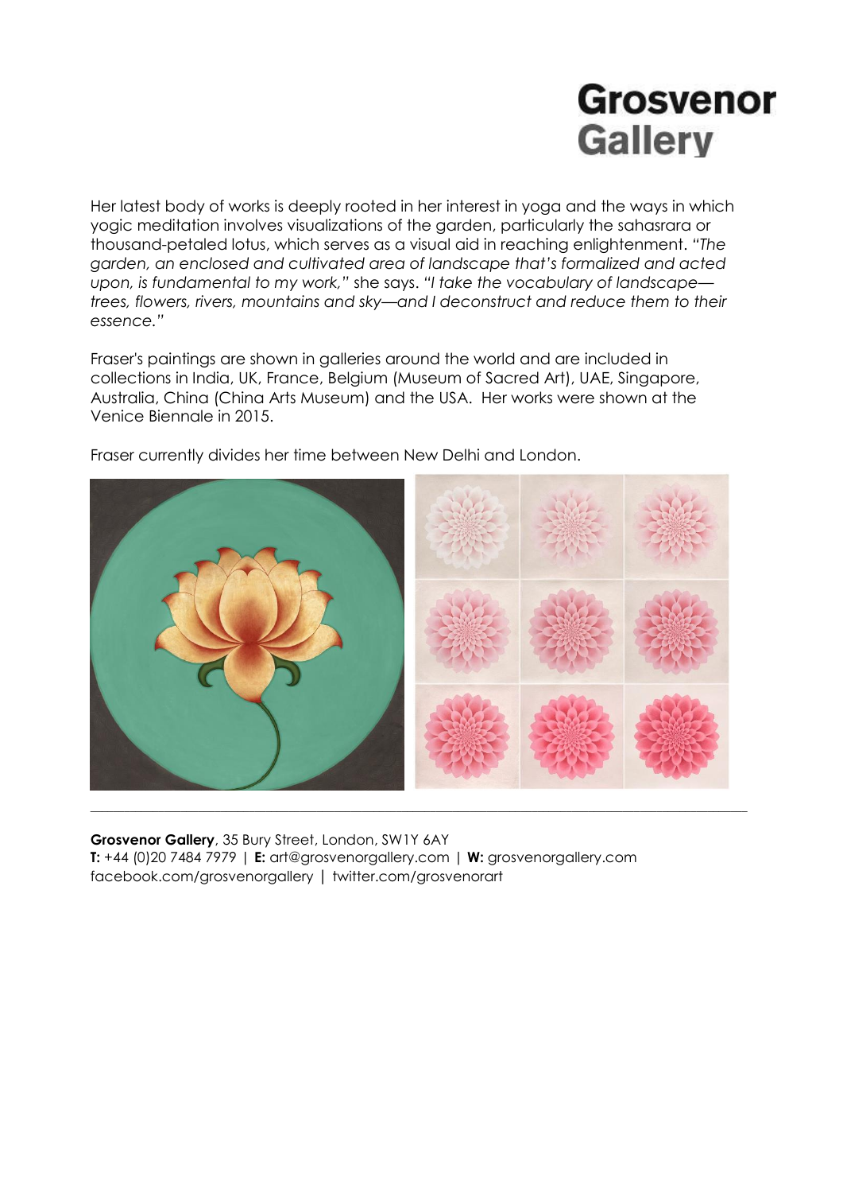Her latest body of works is deeply rooted in her interest in yoga and the ways in which yogic meditation involves visualizations of the garden, particularly the sahasrara or thousand-petaled lotus, which serves as a visual aid in reaching enlightenment. *"The garden, an enclosed and cultivated area of landscape that's formalized and acted upon, is fundamental to my work,"* she says. *"I take the vocabulary of landscape—trees, flowers, rivers, mountains and sky—and I deconstruct and reduce them to their essence."*

Fraser's paintings are shown in galleries around the world and are included in collections in India, UK, France, Belgium (Museum of Sacred Art), UAE, Singapore, Australia, China (China Arts Museum) and the USA. Her works were shown at the Venice Biennale in 2015.

Fraser currently divides her time between New Delhi and London.

---

**Grosvenor Gallery**, 35 Bury Street, London, SW1Y 6AY
**T:** +44 (0)20 7484 7979 | **E:** art@grosvenorgallery.com | **W:** grosvenorgallery.com
facebook.com/grosvenorgallery | twitter.com/grosvenorart